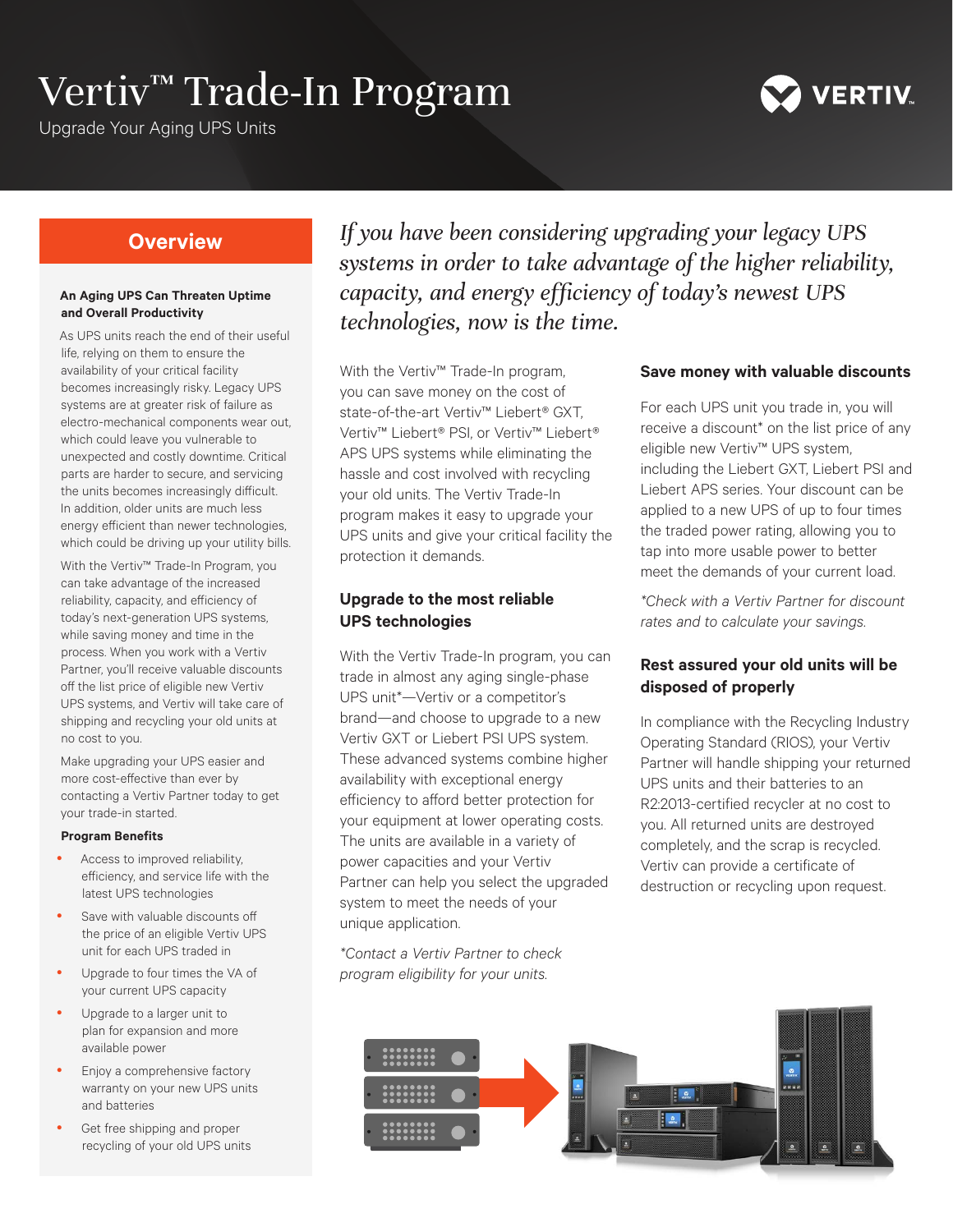# Vertiv™ Trade-In Program

Upgrade Your Aging UPS Units

## Overview

**An Aging UPS Can Threaten Uptime and Overall Productivity**

As UPS units reach the end of their useful life, relying on them to ensure the availability of your critical facility becomes increasingly risky. Legacy UPS systems are at greater risk of failure as electro-mechanical components wear out, which could leave you vulnerable to unexpected and costly downtime. Critical parts are harder to secure, and servicing the units becomes increasingly difficult. In addition, older units are much less energy efficient than newer technologies, which could be driving up your utility bills.

With the Vertiv™ Trade-In Program, you can take advantage of the increased reliability, capacity, and efficiency of today's next-generation UPS systems, while saving money and time in the process. When you work with a Vertiv Partner, you'll receive valuable discounts off the list price of eligible new Vertiv UPS systems, and Vertiv will take care of shipping and recycling your old units at no cost to you.

Make upgrading your UPS easier and more cost-effective than ever by contacting a Vertiv Partner today to get your trade-in started.

**Program Benefits**

- Access to improved reliability, efficiency, and service life with the latest UPS technologies
- Save with valuable discounts off the price of an eligible Vertiv UPS unit for each UPS traded in
- Upgrade to four times the VA of your current UPS capacity
- Upgrade to a larger unit to plan for expansion and more available power
- Enjoy a comprehensive factory warranty on your new UPS units and batteries
- Get free shipping and proper recycling of your old UPS units

*If you have been considering upgrading your legacy UPS systems in order to take advantage of the higher reliability, capacity, and energy efficiency of today's newest UPS technologies, now is the time.*

With the Vertiv™ Trade-In program, you can save money on the cost of state-of-the-art Vertiv™ Liebert® GXT, Vertiv™ Liebert® PSI, or Vertiv™ Liebert® APS UPS systems while eliminating the hassle and cost involved with recycling your old units. The Vertiv Trade-In program makes it easy to upgrade your UPS units and give your critical facility the protection it demands.

### Upgrade to the most reliable UPS technologies

With the Vertiv Trade-In program, you can trade in almost any aging single-phase UPS unit*—Vertiv or a competitor's brand—and choose to upgrade to a new Vertiv GXT or Liebert PSI UPS system. These advanced systems combine higher availability with exceptional energy efficiency to afford better protection for your equipment at lower operating costs. The units are available in a variety of power capacities and your Vertiv Partner can help you select the upgraded system to meet the needs of your unique application.

*\*Contact a Vertiv Partner to check program eligibility for your units.*

### Save money with valuable discounts

For each UPS unit you trade in, you will receive a discount* on the list price of any eligible new Vertiv™ UPS system, including the Liebert GXT, Liebert PSI and Liebert APS series. Your discount can be applied to a new UPS of up to four times the traded power rating, allowing you to tap into more usable power to better meet the demands of your current load.

*\*Check with a Vertiv Partner for discount rates and to calculate your savings.*

### Rest assured your old units will be disposed of properly

In compliance with the Recycling Industry Operating Standard (RIOS), your Vertiv Partner will handle shipping your returned UPS units and their batteries to an R2:2013-certified recycler at no cost to you. All returned units are destroyed completely, and the scrap is recycled. Vertiv can provide a certificate of destruction or recycling upon request.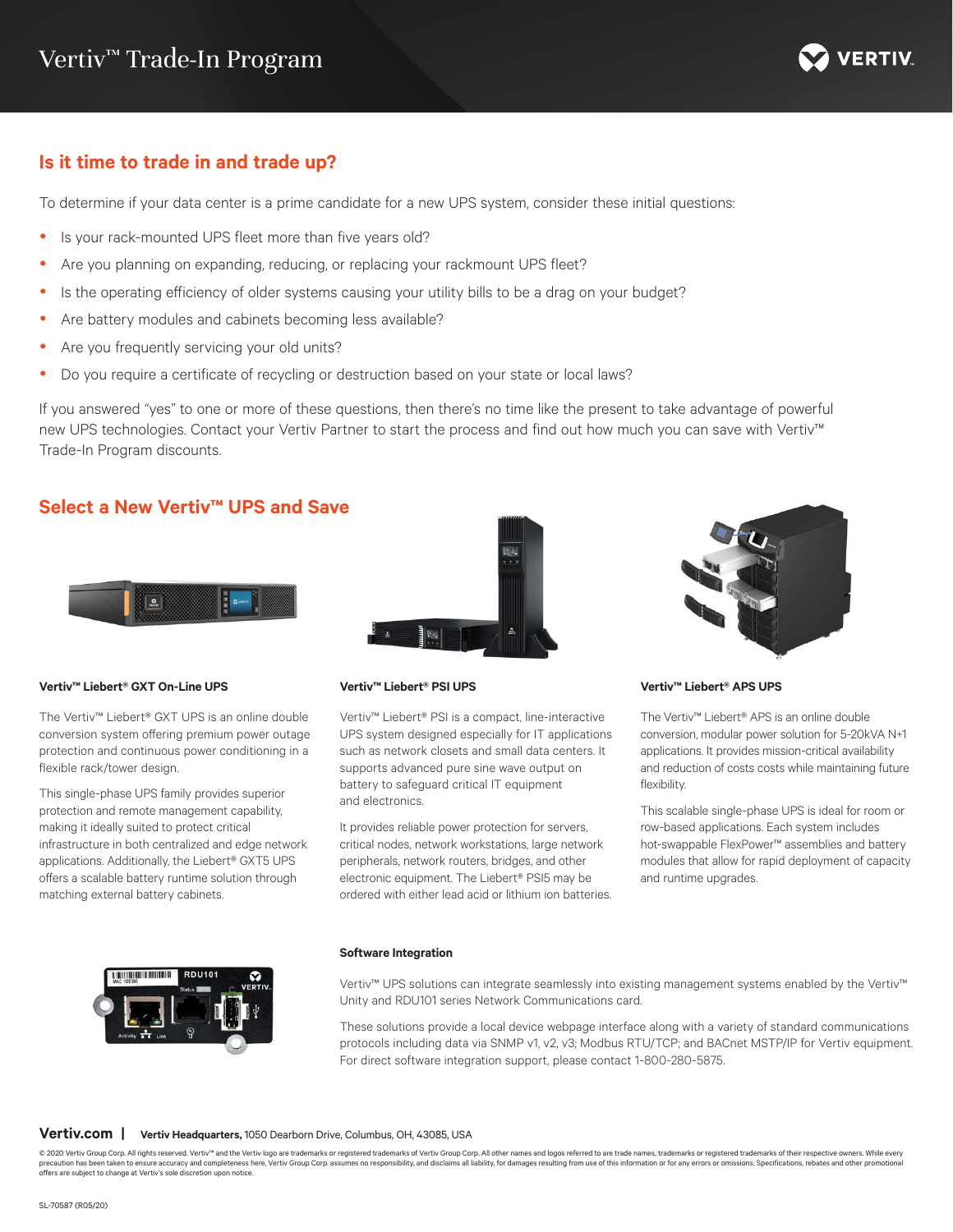# Vertiv™ Trade-In Program

## Is it time to trade in and trade up?

To determine if your data center is a prime candidate for a new UPS system, consider these initial questions:

- Is your rack-mounted UPS fleet more than five years old?
- Are you planning on expanding, reducing, or replacing your rackmount UPS fleet?
- Is the operating efficiency of older systems causing your utility bills to be a drag on your budget?
- Are battery modules and cabinets becoming less available?
- Are you frequently servicing your old units?
- Do you require a certificate of recycling or destruction based on your state or local laws?

If you answered "yes" to one or more of these questions, then there's no time like the present to take advantage of powerful new UPS technologies. Contact your Vertiv Partner to start the process and find out how much you can save with Vertiv™ Trade-In Program discounts.

## Select a New Vertiv™ UPS and Save

### Vertiv™ Liebert® GXT On-Line UPS

The Vertiv™ Liebert® GXT UPS is an online double conversion system offering premium power outage protection and continuous power conditioning in a flexible rack/tower design.

This single-phase UPS family provides superior protection and remote management capability, making it ideally suited to protect critical infrastructure in both centralized and edge network applications. Additionally, the Liebert® GXT5 UPS offers a scalable battery runtime solution through matching external battery cabinets.

### Vertiv™ Liebert® PSI UPS

Vertiv™ Liebert® PSI is a compact, line-interactive UPS system designed especially for IT applications such as network closets and small data centers. It supports advanced pure sine wave output on battery to safeguard critical IT equipment and electronics.

It provides reliable power protection for servers, critical nodes, network workstations, large network peripherals, network routers, bridges, and other electronic equipment. The Liebert® PSI5 may be ordered with either lead acid or lithium ion batteries.

### Vertiv™ Liebert® APS UPS

The Vertiv™ Liebert® APS is an online double conversion, modular power solution for 5-20kVA N+1 applications. It provides mission-critical availability and reduction of costs costs while maintaining future flexibility.

This scalable single-phase UPS is ideal for room or row-based applications. Each system includes hot-swappable FlexPower™ assemblies and battery modules that allow for rapid deployment of capacity and runtime upgrades.

### Software Integration

Vertiv™ UPS solutions can integrate seamlessly into existing management systems enabled by the Vertiv™ Unity and RDU101 series Network Communications card.

These solutions provide a local device webpage interface along with a variety of standard communications protocols including data via SNMP v1, v2, v3; Modbus RTU/TCP; and BACnet MSTP/IP for Vertiv equipment. For direct software integration support, please contact 1-800-280-5875.

**Vertiv.com** | **Vertiv Headquarters,** 1050 Dearborn Drive, Columbus, OH, 43085, USA

© 2020 Vertiv Group Corp. All rights reserved. Vertiv™ and the Vertiv logo are trademarks or registered trademarks of Vertiv Group Corp. All other names and logos referred to are trade names, trademarks or registered trademarks of their respective owners. While every precaution has been taken to ensure accuracy and completeness here, Vertiv Group Corp. assumes no responsibility, and disclaims all liability, for damages resulting from use of this information or for any errors or omissions. Specifications, rebates and other promotional offers are subject to change at Vertiv's sole discretion upon notice.

SL-70587 (R05/20)